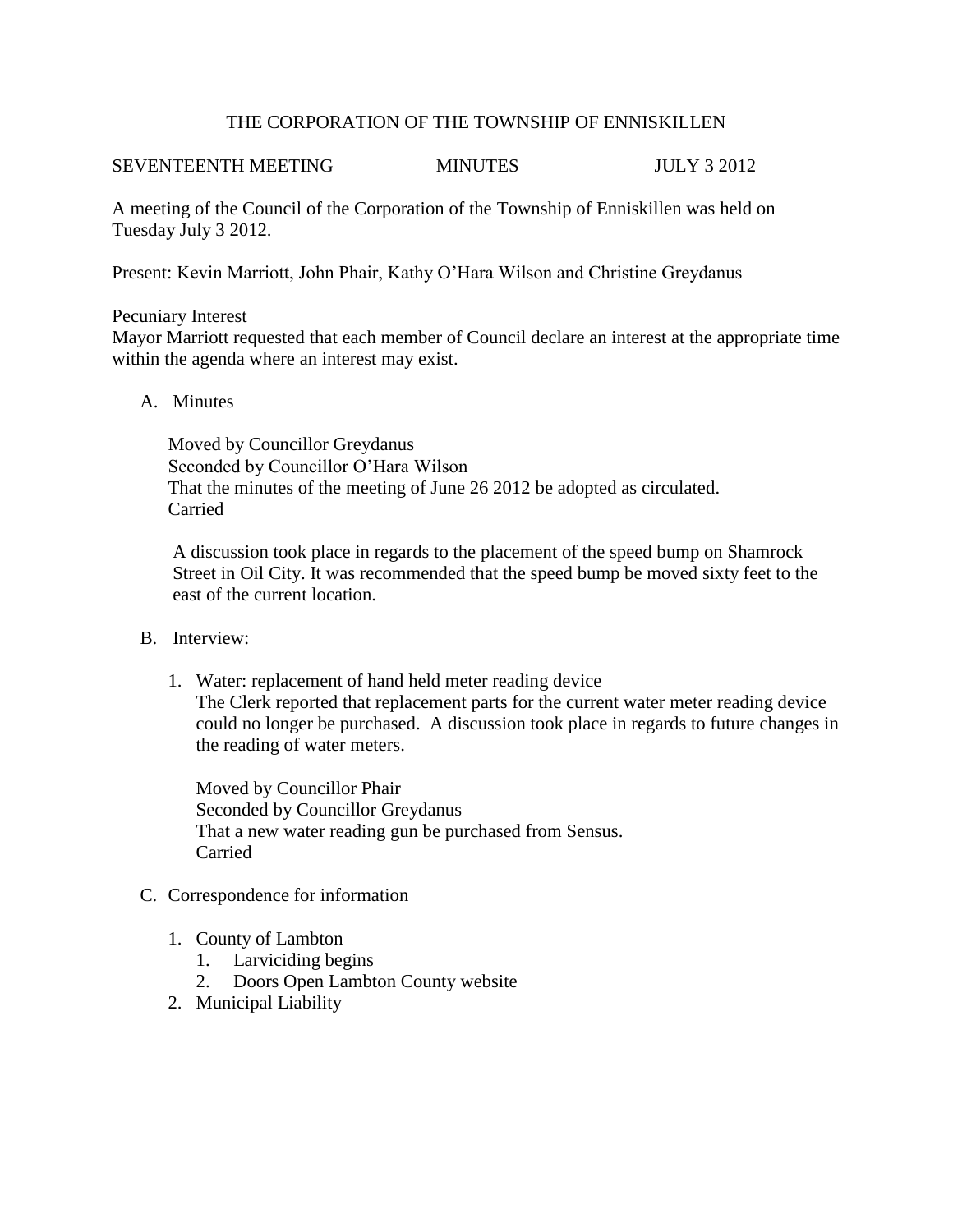# THE CORPORATION OF THE TOWNSHIP OF ENNISKILLEN

SEVENTEENTH MEETING MINUTES JULY 3 2012

A meeting of the Council of the Corporation of the Township of Enniskillen was held on Tuesday July 3 2012.

Present: Kevin Marriott, John Phair, Kathy O'Hara Wilson and Christine Greydanus

Pecuniary Interest
Mayor Marriott requested that each member of Council declare an interest at the appropriate time within the agenda where an interest may exist.

A. Minutes

Moved by Councillor Greydanus
Seconded by Councillor O'Hara Wilson
That the minutes of the meeting of June 26 2012 be adopted as circulated.
Carried

A discussion took place in regards to the placement of the speed bump on Shamrock Street in Oil City. It was recommended that the speed bump be moved sixty feet to the east of the current location.

B. Interview:

1. Water: replacement of hand held meter reading device
   The Clerk reported that replacement parts for the current water meter reading device could no longer be purchased. A discussion took place in regards to future changes in the reading of water meters.

   Moved by Councillor Phair
   Seconded by Councillor Greydanus
   That a new water reading gun be purchased from Sensus.
   Carried

C. Correspondence for information

1. County of Lambton
   1. Larviciding begins
   2. Doors Open Lambton County website
2. Municipal Liability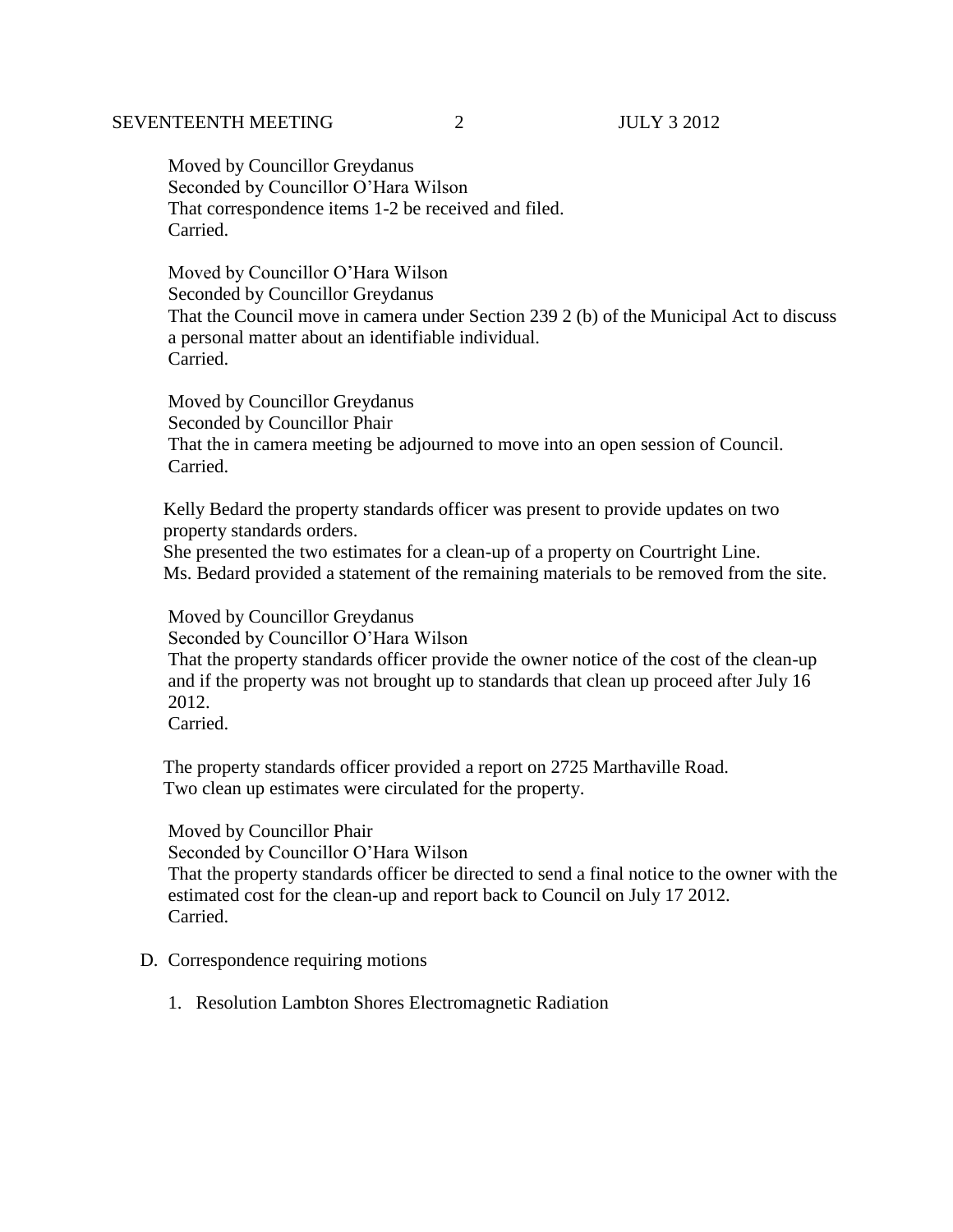Moved by Councillor Greydanus
Seconded by Councillor O'Hara Wilson
That correspondence items 1-2 be received and filed.
Carried.

Moved by Councillor O'Hara Wilson
Seconded by Councillor Greydanus
That the Council move in camera under Section 239 2 (b) of the Municipal Act to discuss a personal matter about an identifiable individual.
Carried.

Moved by Councillor Greydanus
Seconded by Councillor Phair
That the in camera meeting be adjourned to move into an open session of Council.
Carried.

Kelly Bedard the property standards officer was present to provide updates on two property standards orders.
She presented the two estimates for a clean-up of a property on Courtright Line.
Ms. Bedard provided a statement of the remaining materials to be removed from the site.

Moved by Councillor Greydanus
Seconded by Councillor O'Hara Wilson
That the property standards officer provide the owner notice of the cost of the clean-up and if the property was not brought up to standards that clean up proceed after July 16 2012.
Carried.

The property standards officer provided a report on 2725 Marthaville Road.
Two clean up estimates were circulated for the property.

Moved by Councillor Phair
Seconded by Councillor O'Hara Wilson
That the property standards officer be directed to send a final notice to the owner with the estimated cost for the clean-up and report back to Council on July 17 2012.
Carried.

D. Correspondence requiring motions

1. Resolution Lambton Shores Electromagnetic Radiation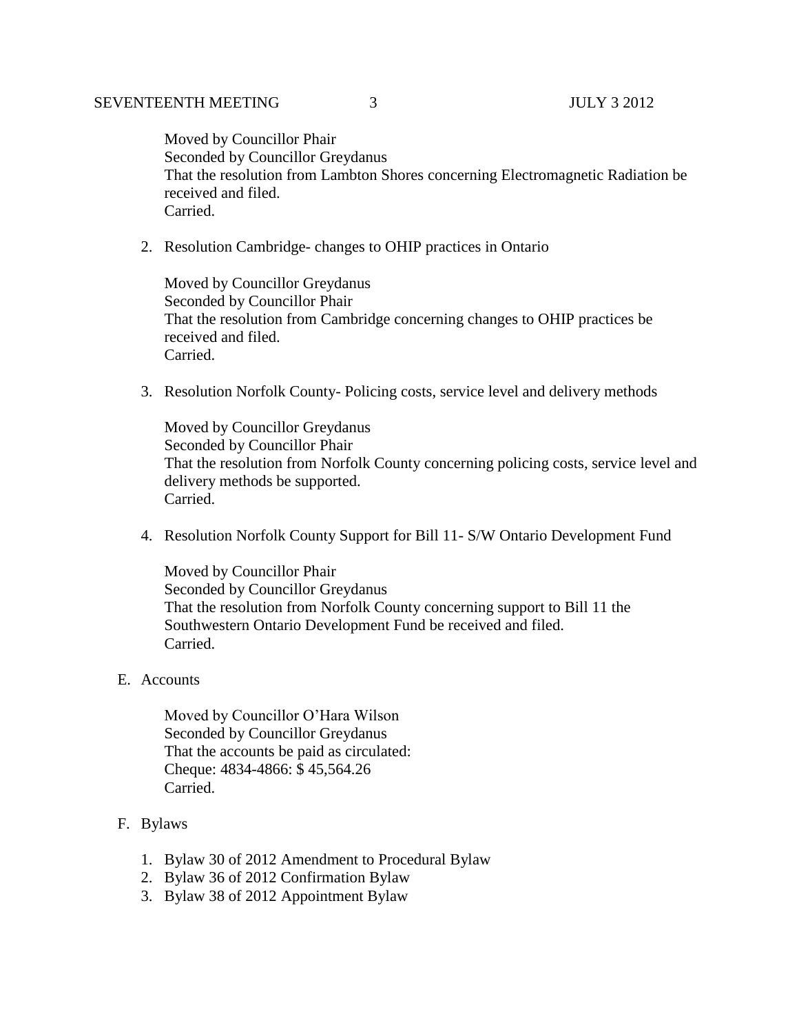Moved by Councillor Phair
Seconded by Councillor Greydanus
That the resolution from Lambton Shores concerning Electromagnetic Radiation be received and filed.
Carried.

2. Resolution Cambridge- changes to OHIP practices in Ontario

   Moved by Councillor Greydanus
   Seconded by Councillor Phair
   That the resolution from Cambridge concerning changes to OHIP practices be received and filed.
   Carried.

3. Resolution Norfolk County- Policing costs, service level and delivery methods

   Moved by Councillor Greydanus
   Seconded by Councillor Phair
   That the resolution from Norfolk County concerning policing costs, service level and delivery methods be supported.
   Carried.

4. Resolution Norfolk County Support for Bill 11- S/W Ontario Development Fund

   Moved by Councillor Phair
   Seconded by Councillor Greydanus
   That the resolution from Norfolk County concerning support to Bill 11 the Southwestern Ontario Development Fund be received and filed.
   Carried.

E. Accounts

   Moved by Councillor O'Hara Wilson
   Seconded by Councillor Greydanus
   That the accounts be paid as circulated:
   Cheque: 4834-4866: $ 45,564.26
   Carried.

F. Bylaws

   1. Bylaw 30 of 2012 Amendment to Procedural Bylaw
   2. Bylaw 36 of 2012 Confirmation Bylaw
   3. Bylaw 38 of 2012 Appointment Bylaw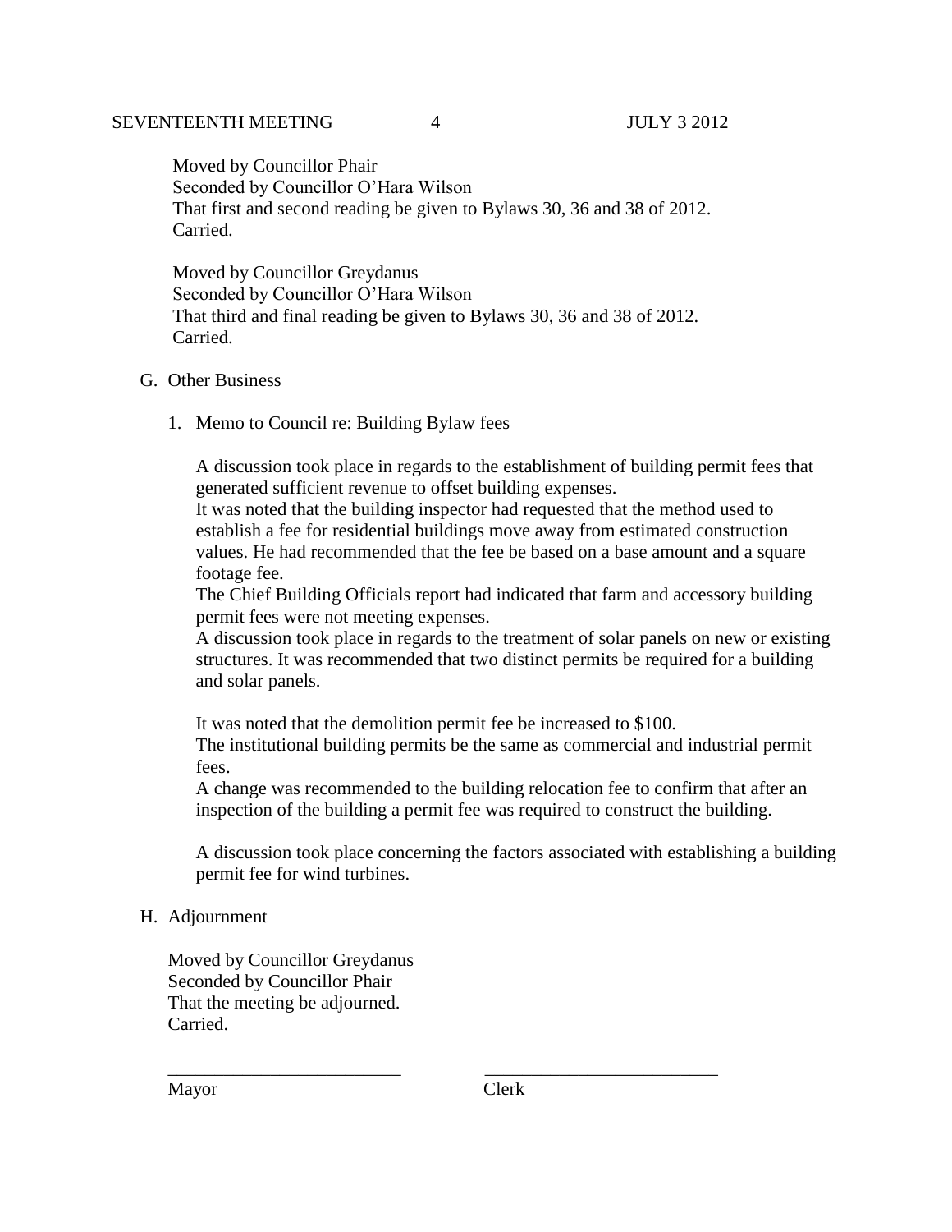Moved by Councillor Phair
Seconded by Councillor O'Hara Wilson
That first and second reading be given to Bylaws 30, 36 and 38 of 2012.
Carried.

Moved by Councillor Greydanus
Seconded by Councillor O'Hara Wilson
That third and final reading be given to Bylaws 30, 36 and 38 of 2012.
Carried.

G. Other Business

1. Memo to Council re: Building Bylaw fees

   A discussion took place in regards to the establishment of building permit fees that generated sufficient revenue to offset building expenses.
   It was noted that the building inspector had requested that the method used to establish a fee for residential buildings move away from estimated construction values. He had recommended that the fee be based on a base amount and a square footage fee.
   The Chief Building Officials report had indicated that farm and accessory building permit fees were not meeting expenses.
   A discussion took place in regards to the treatment of solar panels on new or existing structures. It was recommended that two distinct permits be required for a building and solar panels.

   It was noted that the demolition permit fee be increased to $100.
   The institutional building permits be the same as commercial and industrial permit fees.
   A change was recommended to the building relocation fee to confirm that after an inspection of the building a permit fee was required to construct the building.

   A discussion took place concerning the factors associated with establishing a building permit fee for wind turbines.

H. Adjournment

Moved by Councillor Greydanus
Seconded by Councillor Phair
That the meeting be adjourned.
Carried.

_________________________ _________________________
Mayor Clerk